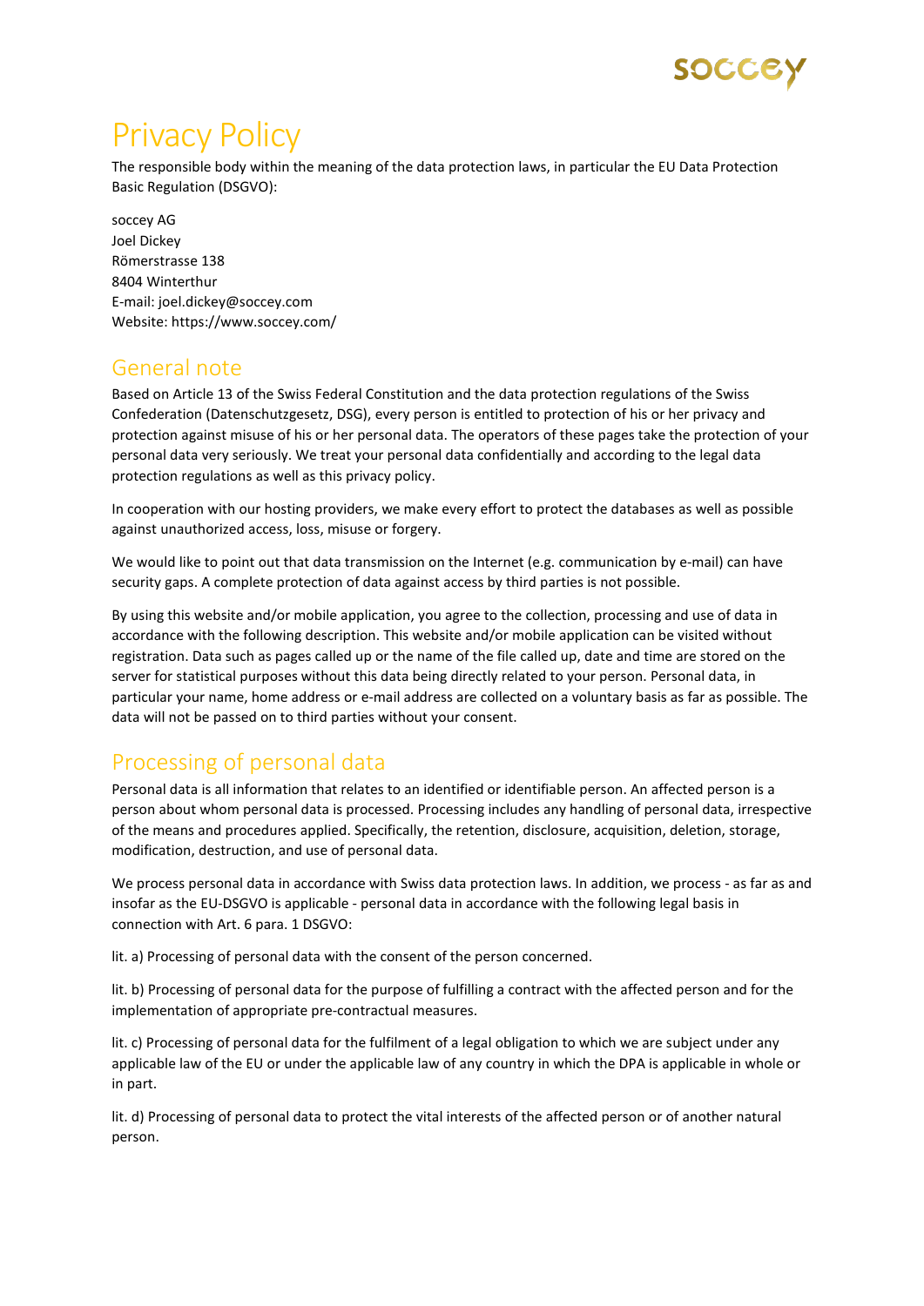# Privacy Policy

The responsible body within the meaning of the data protection laws, in particular the EU Data Protection Basic Regulation (DSGVO):

soccey AG
Joel Dickey
Römerstrasse 138
8404 Winterthur
E-mail: joel.dickey@soccey.com
Website: https://www.soccey.com/

## General note

Based on Article 13 of the Swiss Federal Constitution and the data protection regulations of the Swiss Confederation (Datenschutzgesetz, DSG), every person is entitled to protection of his or her privacy and protection against misuse of his or her personal data. The operators of these pages take the protection of your personal data very seriously. We treat your personal data confidentially and according to the legal data protection regulations as well as this privacy policy.

In cooperation with our hosting providers, we make every effort to protect the databases as well as possible against unauthorized access, loss, misuse or forgery.

We would like to point out that data transmission on the Internet (e.g. communication by e-mail) can have security gaps. A complete protection of data against access by third parties is not possible.

By using this website and/or mobile application, you agree to the collection, processing and use of data in accordance with the following description. This website and/or mobile application can be visited without registration. Data such as pages called up or the name of the file called up, date and time are stored on the server for statistical purposes without this data being directly related to your person. Personal data, in particular your name, home address or e-mail address are collected on a voluntary basis as far as possible. The data will not be passed on to third parties without your consent.

## Processing of personal data

Personal data is all information that relates to an identified or identifiable person. An affected person is a person about whom personal data is processed. Processing includes any handling of personal data, irrespective of the means and procedures applied. Specifically, the retention, disclosure, acquisition, deletion, storage, modification, destruction, and use of personal data.

We process personal data in accordance with Swiss data protection laws. In addition, we process - as far as and insofar as the EU-DSGVO is applicable - personal data in accordance with the following legal basis in connection with Art. 6 para. 1 DSGVO:

lit. a) Processing of personal data with the consent of the person concerned.

lit. b) Processing of personal data for the purpose of fulfilling a contract with the affected person and for the implementation of appropriate pre-contractual measures.

lit. c) Processing of personal data for the fulfilment of a legal obligation to which we are subject under any applicable law of the EU or under the applicable law of any country in which the DPA is applicable in whole or in part.

lit. d) Processing of personal data to protect the vital interests of the affected person or of another natural person.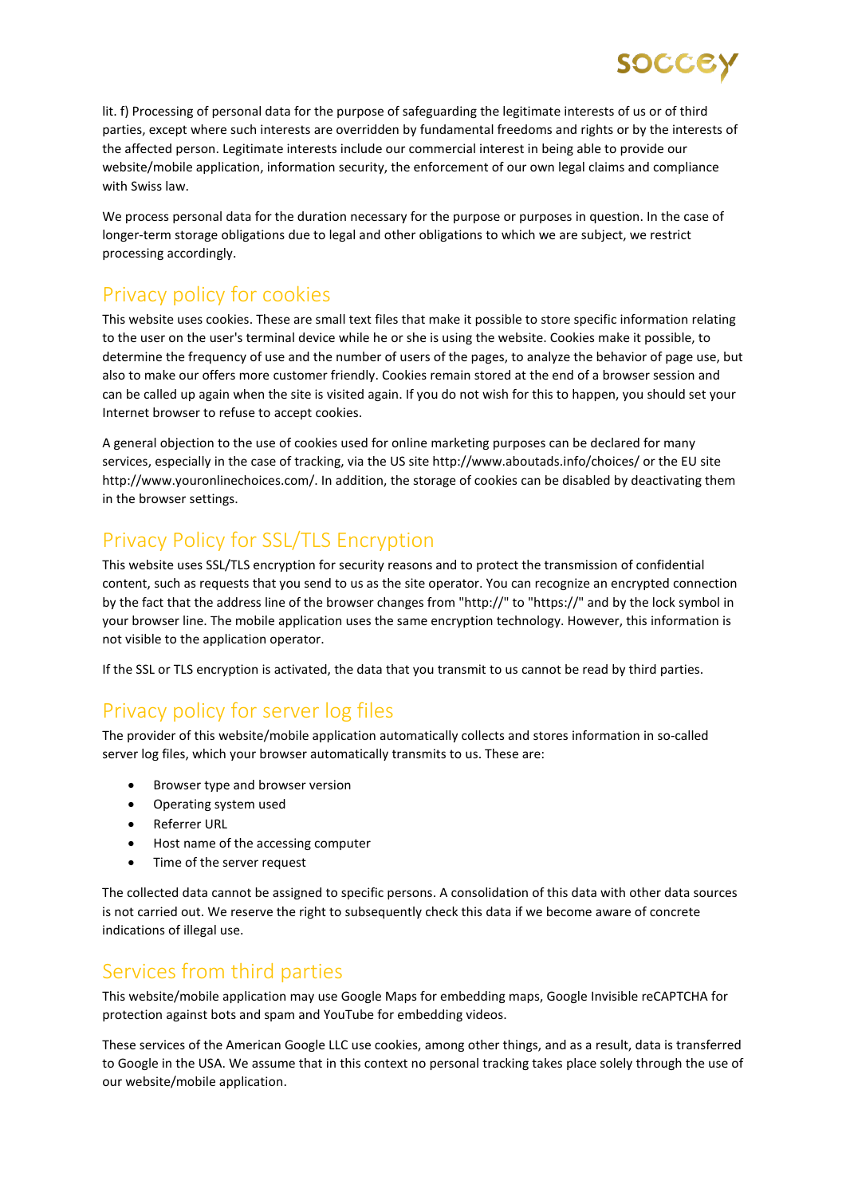lit. f) Processing of personal data for the purpose of safeguarding the legitimate interests of us or of third parties, except where such interests are overridden by fundamental freedoms and rights or by the interests of the affected person. Legitimate interests include our commercial interest in being able to provide our website/mobile application, information security, the enforcement of our own legal claims and compliance with Swiss law.

We process personal data for the duration necessary for the purpose or purposes in question. In the case of longer-term storage obligations due to legal and other obligations to which we are subject, we restrict processing accordingly.

## Privacy policy for cookies

This website uses cookies. These are small text files that make it possible to store specific information relating to the user on the user's terminal device while he or she is using the website. Cookies make it possible, to determine the frequency of use and the number of users of the pages, to analyze the behavior of page use, but also to make our offers more customer friendly. Cookies remain stored at the end of a browser session and can be called up again when the site is visited again. If you do not wish for this to happen, you should set your Internet browser to refuse to accept cookies.

A general objection to the use of cookies used for online marketing purposes can be declared for many services, especially in the case of tracking, via the US site http://www.aboutads.info/choices/ or the EU site http://www.youronlinechoices.com/. In addition, the storage of cookies can be disabled by deactivating them in the browser settings.

## Privacy Policy for SSL/TLS Encryption

This website uses SSL/TLS encryption for security reasons and to protect the transmission of confidential content, such as requests that you send to us as the site operator. You can recognize an encrypted connection by the fact that the address line of the browser changes from "http://" to "https://" and by the lock symbol in your browser line. The mobile application uses the same encryption technology. However, this information is not visible to the application operator.

If the SSL or TLS encryption is activated, the data that you transmit to us cannot be read by third parties.

## Privacy policy for server log files

The provider of this website/mobile application automatically collects and stores information in so-called server log files, which your browser automatically transmits to us. These are:

- Browser type and browser version
- Operating system used
- Referrer URL
- Host name of the accessing computer
- Time of the server request

The collected data cannot be assigned to specific persons. A consolidation of this data with other data sources is not carried out. We reserve the right to subsequently check this data if we become aware of concrete indications of illegal use.

## Services from third parties

This website/mobile application may use Google Maps for embedding maps, Google Invisible reCAPTCHA for protection against bots and spam and YouTube for embedding videos.

These services of the American Google LLC use cookies, among other things, and as a result, data is transferred to Google in the USA. We assume that in this context no personal tracking takes place solely through the use of our website/mobile application.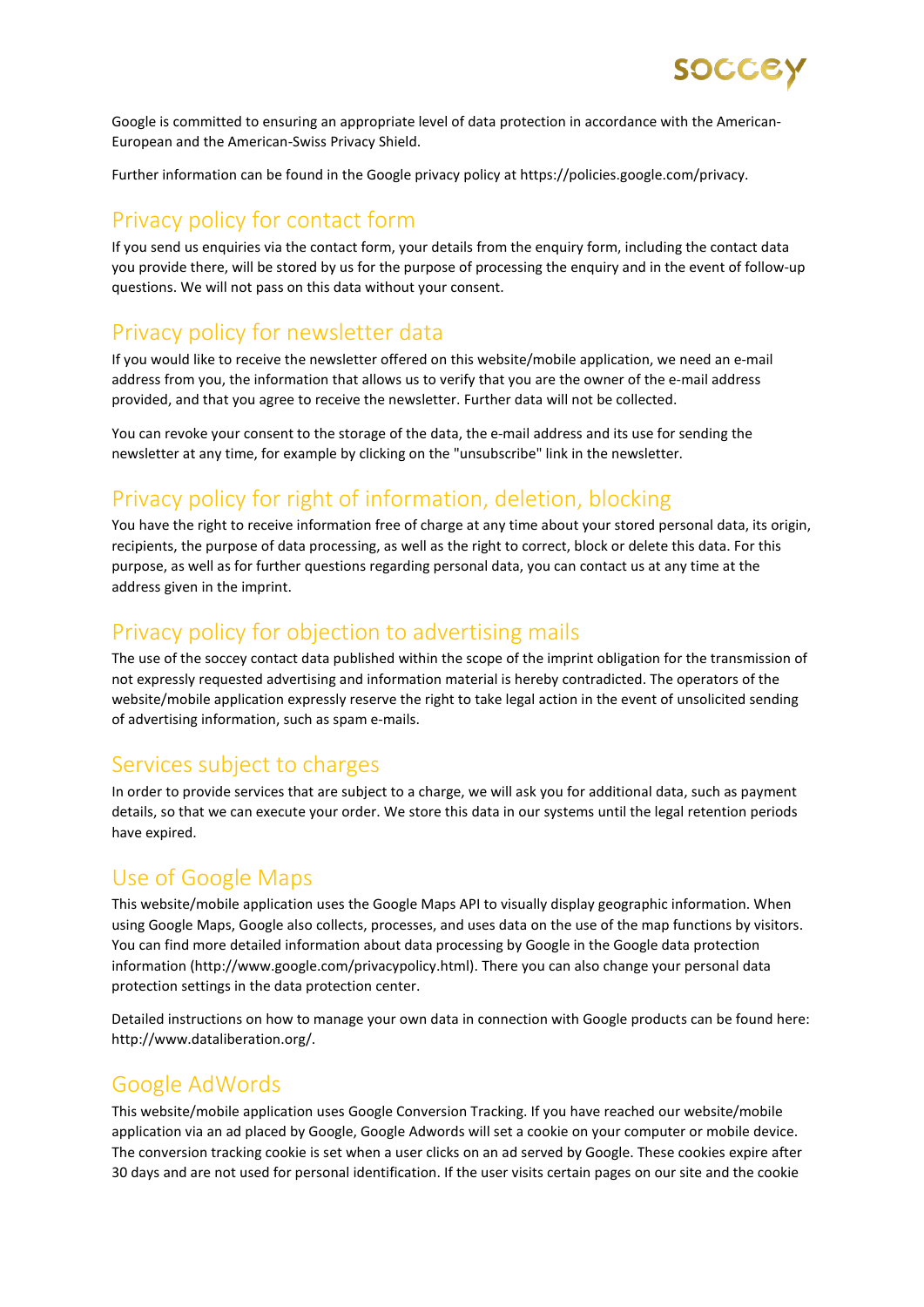Google is committed to ensuring an appropriate level of data protection in accordance with the American-European and the American-Swiss Privacy Shield.

Further information can be found in the Google privacy policy at https://policies.google.com/privacy.

## Privacy policy for contact form

If you send us enquiries via the contact form, your details from the enquiry form, including the contact data you provide there, will be stored by us for the purpose of processing the enquiry and in the event of follow-up questions. We will not pass on this data without your consent.

## Privacy policy for newsletter data

If you would like to receive the newsletter offered on this website/mobile application, we need an e-mail address from you, the information that allows us to verify that you are the owner of the e-mail address provided, and that you agree to receive the newsletter. Further data will not be collected.

You can revoke your consent to the storage of the data, the e-mail address and its use for sending the newsletter at any time, for example by clicking on the "unsubscribe" link in the newsletter.

## Privacy policy for right of information, deletion, blocking

You have the right to receive information free of charge at any time about your stored personal data, its origin, recipients, the purpose of data processing, as well as the right to correct, block or delete this data. For this purpose, as well as for further questions regarding personal data, you can contact us at any time at the address given in the imprint.

## Privacy policy for objection to advertising mails

The use of the soccey contact data published within the scope of the imprint obligation for the transmission of not expressly requested advertising and information material is hereby contradicted. The operators of the website/mobile application expressly reserve the right to take legal action in the event of unsolicited sending of advertising information, such as spam e-mails.

## Services subject to charges

In order to provide services that are subject to a charge, we will ask you for additional data, such as payment details, so that we can execute your order. We store this data in our systems until the legal retention periods have expired.

## Use of Google Maps

This website/mobile application uses the Google Maps API to visually display geographic information. When using Google Maps, Google also collects, processes, and uses data on the use of the map functions by visitors. You can find more detailed information about data processing by Google in the Google data protection information (http://www.google.com/privacypolicy.html). There you can also change your personal data protection settings in the data protection center.

Detailed instructions on how to manage your own data in connection with Google products can be found here: http://www.dataliberation.org/.

## Google AdWords

This website/mobile application uses Google Conversion Tracking. If you have reached our website/mobile application via an ad placed by Google, Google Adwords will set a cookie on your computer or mobile device. The conversion tracking cookie is set when a user clicks on an ad served by Google. These cookies expire after 30 days and are not used for personal identification. If the user visits certain pages on our site and the cookie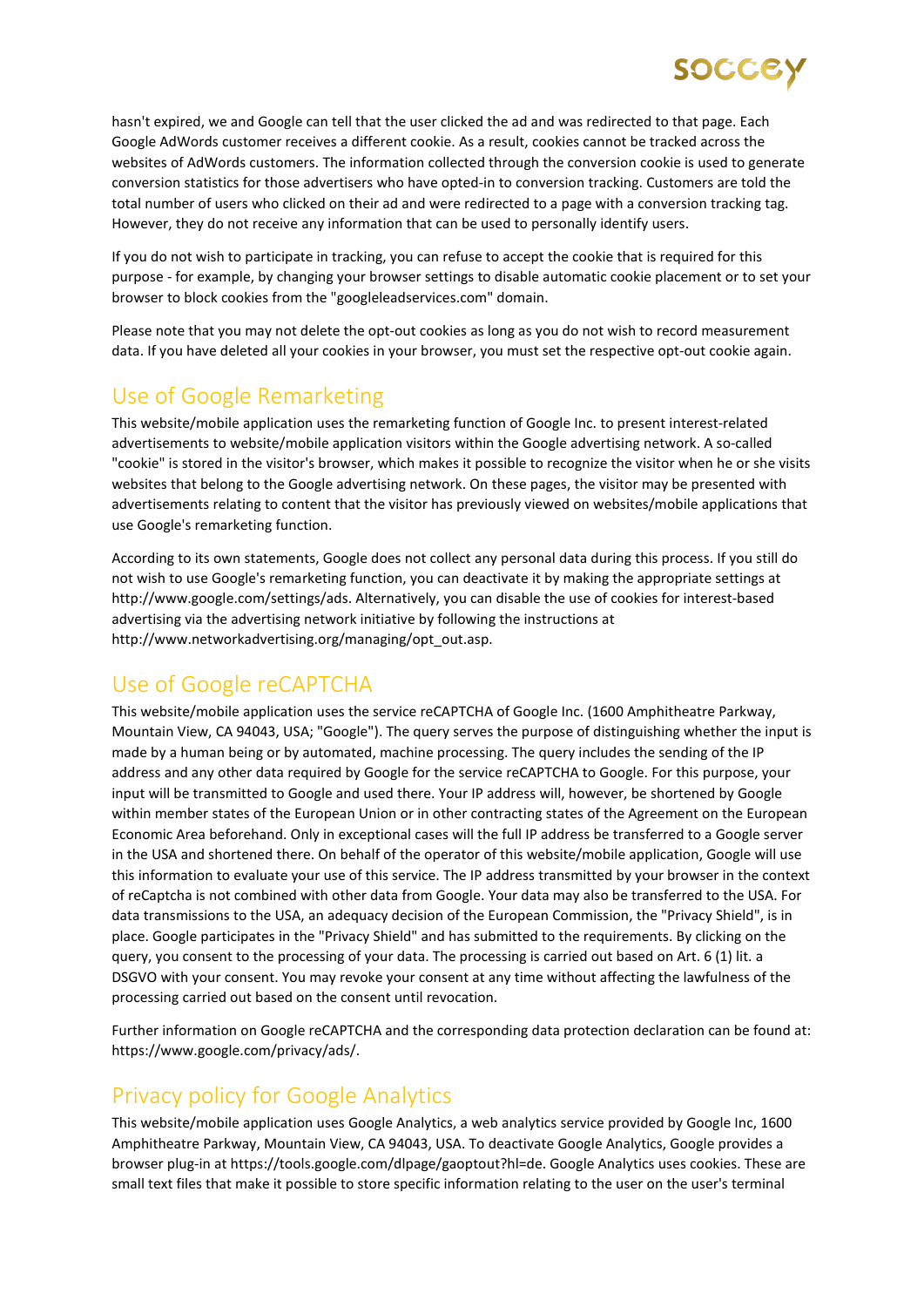hasn't expired, we and Google can tell that the user clicked the ad and was redirected to that page. Each Google AdWords customer receives a different cookie. As a result, cookies cannot be tracked across the websites of AdWords customers. The information collected through the conversion cookie is used to generate conversion statistics for those advertisers who have opted-in to conversion tracking. Customers are told the total number of users who clicked on their ad and were redirected to a page with a conversion tracking tag. However, they do not receive any information that can be used to personally identify users.

If you do not wish to participate in tracking, you can refuse to accept the cookie that is required for this purpose - for example, by changing your browser settings to disable automatic cookie placement or to set your browser to block cookies from the "googleleadservices.com" domain.

Please note that you may not delete the opt-out cookies as long as you do not wish to record measurement data. If you have deleted all your cookies in your browser, you must set the respective opt-out cookie again.

## Use of Google Remarketing

This website/mobile application uses the remarketing function of Google Inc. to present interest-related advertisements to website/mobile application visitors within the Google advertising network. A so-called "cookie" is stored in the visitor's browser, which makes it possible to recognize the visitor when he or she visits websites that belong to the Google advertising network. On these pages, the visitor may be presented with advertisements relating to content that the visitor has previously viewed on websites/mobile applications that use Google's remarketing function.

According to its own statements, Google does not collect any personal data during this process. If you still do not wish to use Google's remarketing function, you can deactivate it by making the appropriate settings at http://www.google.com/settings/ads. Alternatively, you can disable the use of cookies for interest-based advertising via the advertising network initiative by following the instructions at http://www.networkadvertising.org/managing/opt_out.asp.

## Use of Google reCAPTCHA

This website/mobile application uses the service reCAPTCHA of Google Inc. (1600 Amphitheatre Parkway, Mountain View, CA 94043, USA; "Google"). The query serves the purpose of distinguishing whether the input is made by a human being or by automated, machine processing. The query includes the sending of the IP address and any other data required by Google for the service reCAPTCHA to Google. For this purpose, your input will be transmitted to Google and used there. Your IP address will, however, be shortened by Google within member states of the European Union or in other contracting states of the Agreement on the European Economic Area beforehand. Only in exceptional cases will the full IP address be transferred to a Google server in the USA and shortened there. On behalf of the operator of this website/mobile application, Google will use this information to evaluate your use of this service. The IP address transmitted by your browser in the context of reCaptcha is not combined with other data from Google. Your data may also be transferred to the USA. For data transmissions to the USA, an adequacy decision of the European Commission, the "Privacy Shield", is in place. Google participates in the "Privacy Shield" and has submitted to the requirements. By clicking on the query, you consent to the processing of your data. The processing is carried out based on Art. 6 (1) lit. a DSGVO with your consent. You may revoke your consent at any time without affecting the lawfulness of the processing carried out based on the consent until revocation.

Further information on Google reCAPTCHA and the corresponding data protection declaration can be found at: https://www.google.com/privacy/ads/.

## Privacy policy for Google Analytics

This website/mobile application uses Google Analytics, a web analytics service provided by Google Inc, 1600 Amphitheatre Parkway, Mountain View, CA 94043, USA. To deactivate Google Analytics, Google provides a browser plug-in at https://tools.google.com/dlpage/gaoptout?hl=de. Google Analytics uses cookies. These are small text files that make it possible to store specific information relating to the user on the user's terminal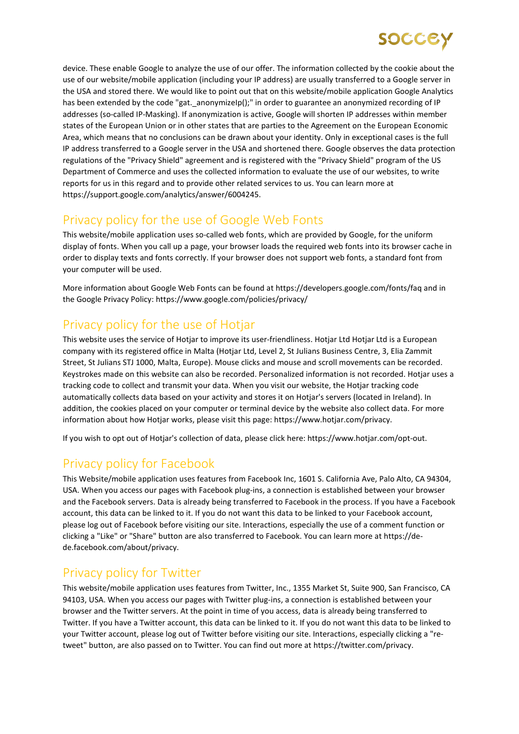device. These enable Google to analyze the use of our offer. The information collected by the cookie about the use of our website/mobile application (including your IP address) are usually transferred to a Google server in the USA and stored there. We would like to point out that on this website/mobile application Google Analytics has been extended by the code "gat._anonymizeIp();" in order to guarantee an anonymized recording of IP addresses (so-called IP-Masking). If anonymization is active, Google will shorten IP addresses within member states of the European Union or in other states that are parties to the Agreement on the European Economic Area, which means that no conclusions can be drawn about your identity. Only in exceptional cases is the full IP address transferred to a Google server in the USA and shortened there. Google observes the data protection regulations of the "Privacy Shield" agreement and is registered with the "Privacy Shield" program of the US Department of Commerce and uses the collected information to evaluate the use of our websites, to write reports for us in this regard and to provide other related services to us. You can learn more at https://support.google.com/analytics/answer/6004245.

## Privacy policy for the use of Google Web Fonts

This website/mobile application uses so-called web fonts, which are provided by Google, for the uniform display of fonts. When you call up a page, your browser loads the required web fonts into its browser cache in order to display texts and fonts correctly. If your browser does not support web fonts, a standard font from your computer will be used.

More information about Google Web Fonts can be found at https://developers.google.com/fonts/faq and in the Google Privacy Policy: https://www.google.com/policies/privacy/

## Privacy policy for the use of Hotjar

This website uses the service of Hotjar to improve its user-friendliness. Hotjar Ltd Hotjar Ltd is a European company with its registered office in Malta (Hotjar Ltd, Level 2, St Julians Business Centre, 3, Elia Zammit Street, St Julians STJ 1000, Malta, Europe). Mouse clicks and mouse and scroll movements can be recorded. Keystrokes made on this website can also be recorded. Personalized information is not recorded. Hotjar uses a tracking code to collect and transmit your data. When you visit our website, the Hotjar tracking code automatically collects data based on your activity and stores it on Hotjar's servers (located in Ireland). In addition, the cookies placed on your computer or terminal device by the website also collect data. For more information about how Hotjar works, please visit this page: https://www.hotjar.com/privacy.

If you wish to opt out of Hotjar's collection of data, please click here: https://www.hotjar.com/opt-out.

## Privacy policy for Facebook

This Website/mobile application uses features from Facebook Inc, 1601 S. California Ave, Palo Alto, CA 94304, USA. When you access our pages with Facebook plug-ins, a connection is established between your browser and the Facebook servers. Data is already being transferred to Facebook in the process. If you have a Facebook account, this data can be linked to it. If you do not want this data to be linked to your Facebook account, please log out of Facebook before visiting our site. Interactions, especially the use of a comment function or clicking a "Like" or "Share" button are also transferred to Facebook. You can learn more at https://de-de.facebook.com/about/privacy.

## Privacy policy for Twitter

This website/mobile application uses features from Twitter, Inc., 1355 Market St, Suite 900, San Francisco, CA 94103, USA. When you access our pages with Twitter plug-ins, a connection is established between your browser and the Twitter servers. At the point in time of you access, data is already being transferred to Twitter. If you have a Twitter account, this data can be linked to it. If you do not want this data to be linked to your Twitter account, please log out of Twitter before visiting our site. Interactions, especially clicking a "re-tweet" button, are also passed on to Twitter. You can find out more at https://twitter.com/privacy.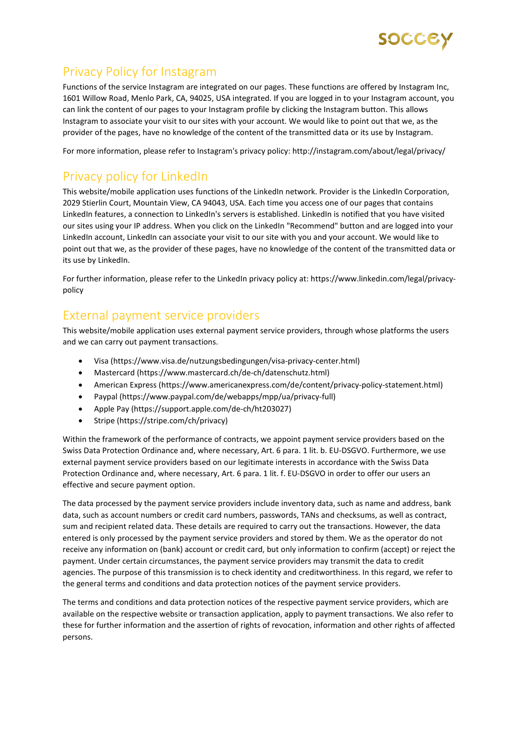## Privacy Policy for Instagram

Functions of the service Instagram are integrated on our pages. These functions are offered by Instagram Inc, 1601 Willow Road, Menlo Park, CA, 94025, USA integrated. If you are logged in to your Instagram account, you can link the content of our pages to your Instagram profile by clicking the Instagram button. This allows Instagram to associate your visit to our sites with your account. We would like to point out that we, as the provider of the pages, have no knowledge of the content of the transmitted data or its use by Instagram.

For more information, please refer to Instagram's privacy policy: http://instagram.com/about/legal/privacy/

## Privacy policy for LinkedIn

This website/mobile application uses functions of the LinkedIn network. Provider is the LinkedIn Corporation, 2029 Stierlin Court, Mountain View, CA 94043, USA. Each time you access one of our pages that contains LinkedIn features, a connection to LinkedIn's servers is established. LinkedIn is notified that you have visited our sites using your IP address. When you click on the LinkedIn "Recommend" button and are logged into your LinkedIn account, LinkedIn can associate your visit to our site with you and your account. We would like to point out that we, as the provider of these pages, have no knowledge of the content of the transmitted data or its use by LinkedIn.

For further information, please refer to the LinkedIn privacy policy at: https://www.linkedin.com/legal/privacy-policy

## External payment service providers

This website/mobile application uses external payment service providers, through whose platforms the users and we can carry out payment transactions.

- Visa (https://www.visa.de/nutzungsbedingungen/visa-privacy-center.html)
- Mastercard (https://www.mastercard.ch/de-ch/datenschutz.html)
- American Express (https://www.americanexpress.com/de/content/privacy-policy-statement.html)
- Paypal (https://www.paypal.com/de/webapps/mpp/ua/privacy-full)
- Apple Pay (https://support.apple.com/de-ch/ht203027)
- Stripe (https://stripe.com/ch/privacy)

Within the framework of the performance of contracts, we appoint payment service providers based on the Swiss Data Protection Ordinance and, where necessary, Art. 6 para. 1 lit. b. EU-DSGVO. Furthermore, we use external payment service providers based on our legitimate interests in accordance with the Swiss Data Protection Ordinance and, where necessary, Art. 6 para. 1 lit. f. EU-DSGVO in order to offer our users an effective and secure payment option.

The data processed by the payment service providers include inventory data, such as name and address, bank data, such as account numbers or credit card numbers, passwords, TANs and checksums, as well as contract, sum and recipient related data. These details are required to carry out the transactions. However, the data entered is only processed by the payment service providers and stored by them. We as the operator do not receive any information on (bank) account or credit card, but only information to confirm (accept) or reject the payment. Under certain circumstances, the payment service providers may transmit the data to credit agencies. The purpose of this transmission is to check identity and creditworthiness. In this regard, we refer to the general terms and conditions and data protection notices of the payment service providers.

The terms and conditions and data protection notices of the respective payment service providers, which are available on the respective website or transaction application, apply to payment transactions. We also refer to these for further information and the assertion of rights of revocation, information and other rights of affected persons.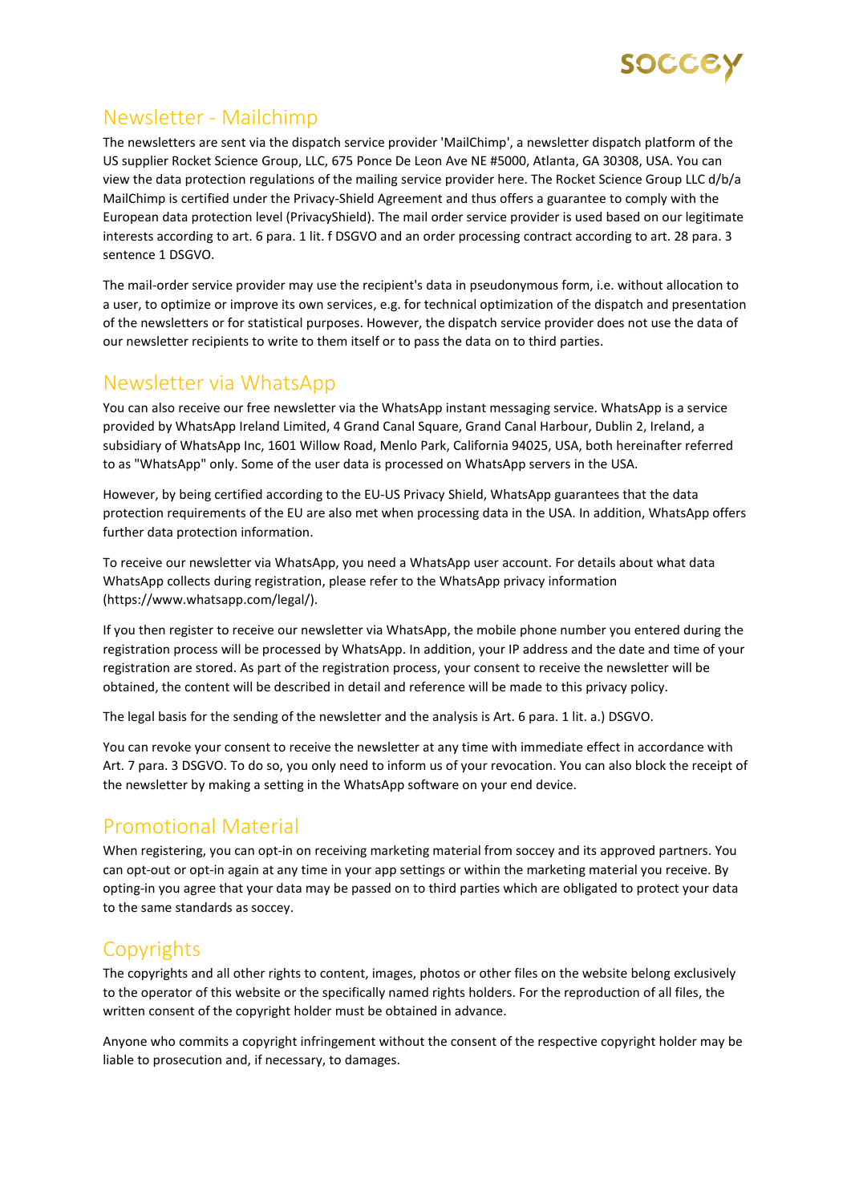## Newsletter - Mailchimp

The newsletters are sent via the dispatch service provider 'MailChimp', a newsletter dispatch platform of the US supplier Rocket Science Group, LLC, 675 Ponce De Leon Ave NE #5000, Atlanta, GA 30308, USA. You can view the data protection regulations of the mailing service provider here. The Rocket Science Group LLC d/b/a MailChimp is certified under the Privacy-Shield Agreement and thus offers a guarantee to comply with the European data protection level (PrivacyShield). The mail order service provider is used based on our legitimate interests according to art. 6 para. 1 lit. f DSGVO and an order processing contract according to art. 28 para. 3 sentence 1 DSGVO.

The mail-order service provider may use the recipient's data in pseudonymous form, i.e. without allocation to a user, to optimize or improve its own services, e.g. for technical optimization of the dispatch and presentation of the newsletters or for statistical purposes. However, the dispatch service provider does not use the data of our newsletter recipients to write to them itself or to pass the data on to third parties.

## Newsletter via WhatsApp

You can also receive our free newsletter via the WhatsApp instant messaging service. WhatsApp is a service provided by WhatsApp Ireland Limited, 4 Grand Canal Square, Grand Canal Harbour, Dublin 2, Ireland, a subsidiary of WhatsApp Inc, 1601 Willow Road, Menlo Park, California 94025, USA, both hereinafter referred to as "WhatsApp" only. Some of the user data is processed on WhatsApp servers in the USA.

However, by being certified according to the EU-US Privacy Shield, WhatsApp guarantees that the data protection requirements of the EU are also met when processing data in the USA. In addition, WhatsApp offers further data protection information.

To receive our newsletter via WhatsApp, you need a WhatsApp user account. For details about what data WhatsApp collects during registration, please refer to the WhatsApp privacy information (https://www.whatsapp.com/legal/).

If you then register to receive our newsletter via WhatsApp, the mobile phone number you entered during the registration process will be processed by WhatsApp. In addition, your IP address and the date and time of your registration are stored. As part of the registration process, your consent to receive the newsletter will be obtained, the content will be described in detail and reference will be made to this privacy policy.

The legal basis for the sending of the newsletter and the analysis is Art. 6 para. 1 lit. a.) DSGVO.

You can revoke your consent to receive the newsletter at any time with immediate effect in accordance with Art. 7 para. 3 DSGVO. To do so, you only need to inform us of your revocation. You can also block the receipt of the newsletter by making a setting in the WhatsApp software on your end device.

## Promotional Material

When registering, you can opt-in on receiving marketing material from soccey and its approved partners. You can opt-out or opt-in again at any time in your app settings or within the marketing material you receive. By opting-in you agree that your data may be passed on to third parties which are obligated to protect your data to the same standards as soccey.

## Copyrights

The copyrights and all other rights to content, images, photos or other files on the website belong exclusively to the operator of this website or the specifically named rights holders. For the reproduction of all files, the written consent of the copyright holder must be obtained in advance.

Anyone who commits a copyright infringement without the consent of the respective copyright holder may be liable to prosecution and, if necessary, to damages.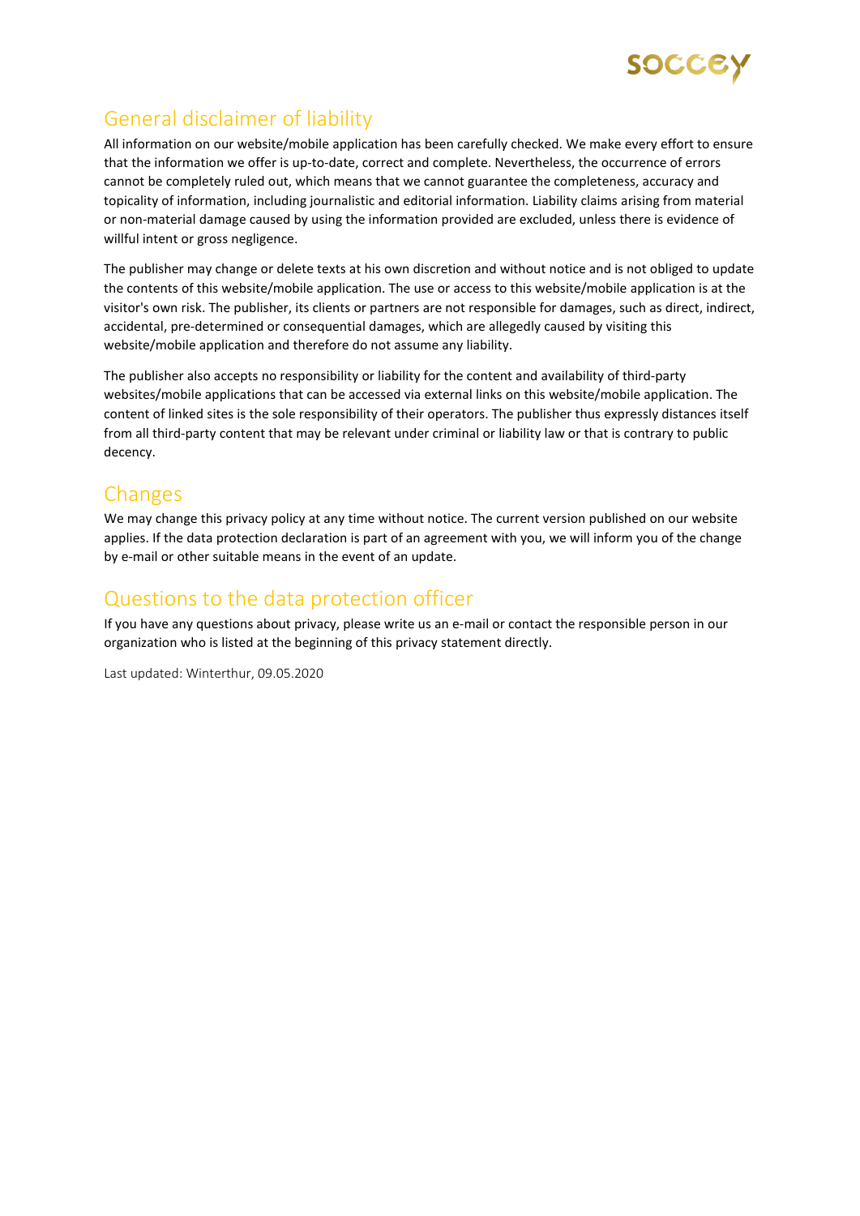## General disclaimer of liability

All information on our website/mobile application has been carefully checked. We make every effort to ensure that the information we offer is up-to-date, correct and complete. Nevertheless, the occurrence of errors cannot be completely ruled out, which means that we cannot guarantee the completeness, accuracy and topicality of information, including journalistic and editorial information. Liability claims arising from material or non-material damage caused by using the information provided are excluded, unless there is evidence of willful intent or gross negligence.

The publisher may change or delete texts at his own discretion and without notice and is not obliged to update the contents of this website/mobile application. The use or access to this website/mobile application is at the visitor's own risk. The publisher, its clients or partners are not responsible for damages, such as direct, indirect, accidental, pre-determined or consequential damages, which are allegedly caused by visiting this website/mobile application and therefore do not assume any liability.

The publisher also accepts no responsibility or liability for the content and availability of third-party websites/mobile applications that can be accessed via external links on this website/mobile application. The content of linked sites is the sole responsibility of their operators. The publisher thus expressly distances itself from all third-party content that may be relevant under criminal or liability law or that is contrary to public decency.

## Changes

We may change this privacy policy at any time without notice. The current version published on our website applies. If the data protection declaration is part of an agreement with you, we will inform you of the change by e-mail or other suitable means in the event of an update.

## Questions to the data protection officer

If you have any questions about privacy, please write us an e-mail or contact the responsible person in our organization who is listed at the beginning of this privacy statement directly.

Last updated: Winterthur, 09.05.2020